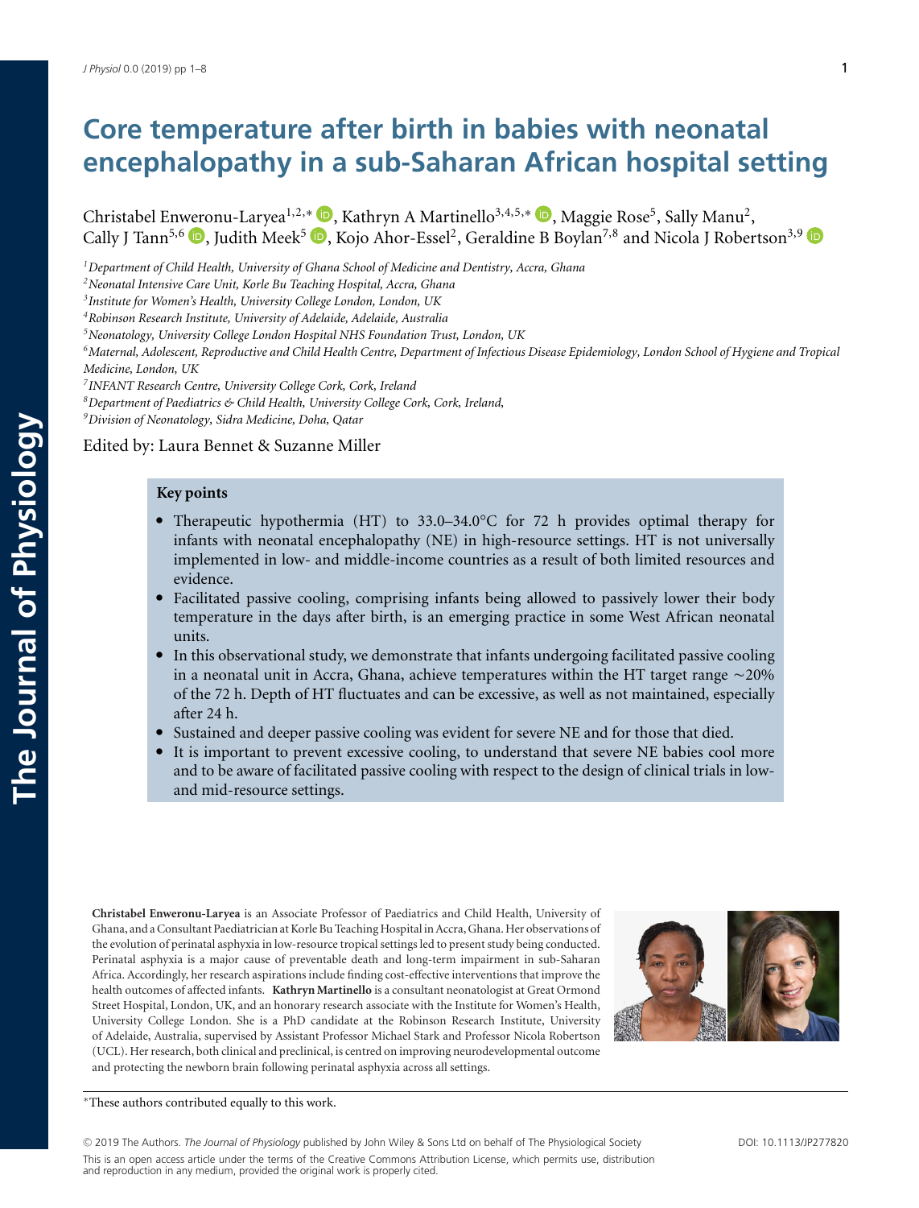# Core temperature after birth in babies with neonatal encephalopathy in a sub-Saharan African hospital setting

Christabel Enweronu-Laryea[1,2,*], Kathryn A Martinello[3,4,5,*], Maggie Rose[5], Sally Manu[2], Cally J Tann[5,6], Judith Meek[5], Kojo Ahor-Essel[2], Geraldine B Boylan[7,8] and Nicola J Robertson[3,9]

[1]*Department of Child Health, University of Ghana School of Medicine and Dentistry, Accra, Ghana*
[2]*Neonatal Intensive Care Unit, Korle Bu Teaching Hospital, Accra, Ghana*
[3]*Institute for Women's Health, University College London, London, UK*
[4]*Robinson Research Institute, University of Adelaide, Adelaide, Australia*
[5]*Neonatology, University College London Hospital NHS Foundation Trust, London, UK*
[6]*Maternal, Adolescent, Reproductive and Child Health Centre, Department of Infectious Disease Epidemiology, London School of Hygiene and Tropical Medicine, London, UK*
[7]*INFANT Research Centre, University College Cork, Cork, Ireland*
[8]*Department of Paediatrics & Child Health, University College Cork, Cork, Ireland,*
[9]*Division of Neonatology, Sidra Medicine, Doha, Qatar*

Edited by: Laura Bennet & Suzanne Miller

## Key points

- Therapeutic hypothermia (HT) to 33.0–34.0°C for 72 h provides optimal therapy for infants with neonatal encephalopathy (NE) in high-resource settings. HT is not universally implemented in low- and middle-income countries as a result of both limited resources and evidence.
- Facilitated passive cooling, comprising infants being allowed to passively lower their body temperature in the days after birth, is an emerging practice in some West African neonatal units.
- In this observational study, we demonstrate that infants undergoing facilitated passive cooling in a neonatal unit in Accra, Ghana, achieve temperatures within the HT target range ∼20% of the 72 h. Depth of HT fluctuates and can be excessive, as well as not maintained, especially after 24 h.
- Sustained and deeper passive cooling was evident for severe NE and for those that died.
- It is important to prevent excessive cooling, to understand that severe NE babies cool more and to be aware of facilitated passive cooling with respect to the design of clinical trials in low- and mid-resource settings.

**Christabel Enweronu-Laryea** is an Associate Professor of Paediatrics and Child Health, University of Ghana, and a Consultant Paediatrician at Korle Bu Teaching Hospital in Accra, Ghana. Her observations of the evolution of perinatal asphyxia in low-resource tropical settings led to present study being conducted. Perinatal asphyxia is a major cause of preventable death and long-term impairment in sub-Saharan Africa. Accordingly, her research aspirations include finding cost-effective interventions that improve the health outcomes of affected infants. **Kathryn Martinello** is a consultant neonatologist at Great Ormond Street Hospital, London, UK, and an honorary research associate with the Institute for Women's Health, University College London. She is a PhD candidate at the Robinson Research Institute, University of Adelaide, Australia, supervised by Assistant Professor Michael Stark and Professor Nicola Robertson (UCL). Her research, both clinical and preclinical, is centred on improving neurodevelopmental outcome and protecting the newborn brain following perinatal asphyxia across all settings.

*These authors contributed equally to this work.

© 2019 The Authors. *The Journal of Physiology* published by John Wiley & Sons Ltd on behalf of The Physiological Society. DOI: 10.1113/JP277820
This is an open access article under the terms of the Creative Commons Attribution License, which permits use, distribution and reproduction in any medium, provided the original work is properly cited.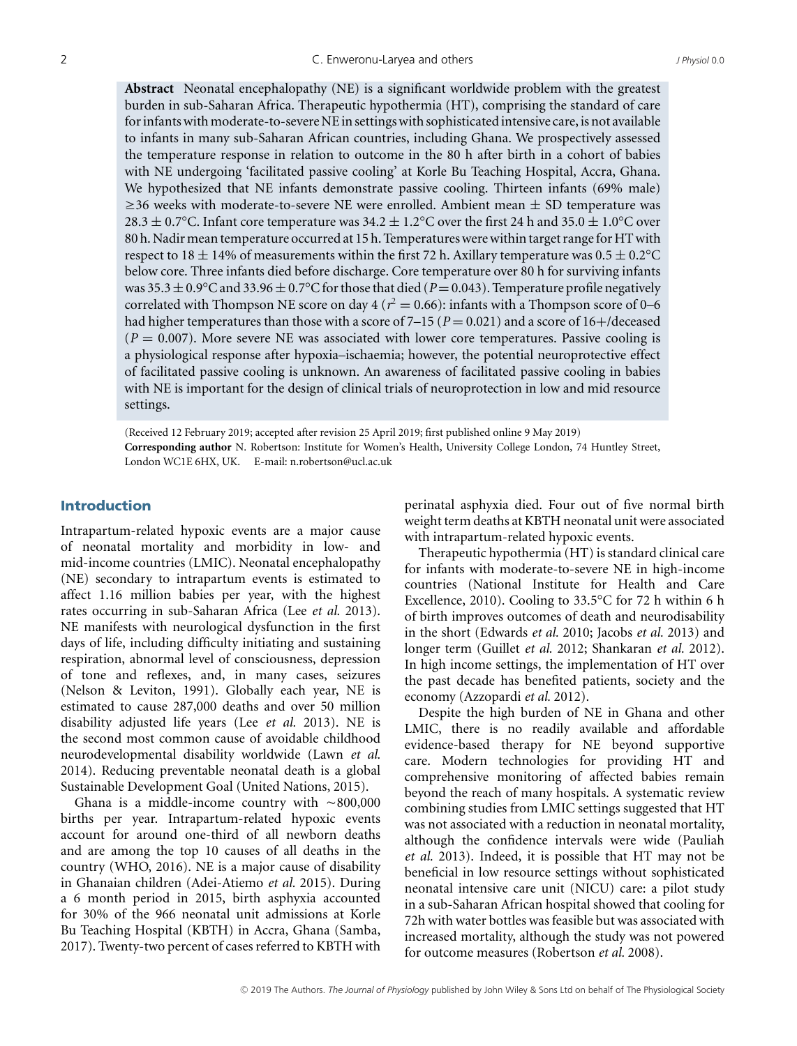**Abstract** Neonatal encephalopathy (NE) is a significant worldwide problem with the greatest burden in sub-Saharan Africa. Therapeutic hypothermia (HT), comprising the standard of care for infants with moderate-to-severe NE in settings with sophisticated intensive care, is not available to infants in many sub-Saharan African countries, including Ghana. We prospectively assessed the temperature response in relation to outcome in the 80 h after birth in a cohort of babies with NE undergoing 'facilitated passive cooling' at Korle Bu Teaching Hospital, Accra, Ghana. We hypothesized that NE infants demonstrate passive cooling. Thirteen infants (69% male) ≥36 weeks with moderate-to-severe NE were enrolled. Ambient mean ± SD temperature was 28.3 ± 0.7°C. Infant core temperature was 34.2 ± 1.2°C over the first 24 h and 35.0 ± 1.0°C over 80 h. Nadir mean temperature occurred at 15 h. Temperatures were within target range for HT with respect to 18 ± 14% of measurements within the first 72 h. Axillary temperature was 0.5 ± 0.2°C below core. Three infants died before discharge. Core temperature over 80 h for surviving infants was 35.3 ± 0.9°C and 33.96 ± 0.7°C for those that died ($P = 0.043$). Temperature profile negatively correlated with Thompson NE score on day 4 ($r^2 = 0.66$): infants with a Thompson score of 0–6 had higher temperatures than those with a score of 7–15 ($P = 0.021$) and a score of 16+/deceased ($P = 0.007$). More severe NE was associated with lower core temperatures. Passive cooling is a physiological response after hypoxia–ischaemia; however, the potential neuroprotective effect of facilitated passive cooling is unknown. An awareness of facilitated passive cooling in babies with NE is important for the design of clinical trials of neuroprotection in low and mid resource settings.

(Received 12 February 2019; accepted after revision 25 April 2019; first published online 9 May 2019)

**Corresponding author** N. Robertson: Institute for Women's Health, University College London, 74 Huntley Street, London WC1E 6HX, UK. E-mail: n.robertson@ucl.ac.uk

## Introduction

Intrapartum-related hypoxic events are a major cause of neonatal mortality and morbidity in low- and mid-income countries (LMIC). Neonatal encephalopathy (NE) secondary to intrapartum events is estimated to affect 1.16 million babies per year, with the highest rates occurring in sub-Saharan Africa (Lee *et al.* 2013). NE manifests with neurological dysfunction in the first days of life, including difficulty initiating and sustaining respiration, abnormal level of consciousness, depression of tone and reflexes, and, in many cases, seizures (Nelson & Leviton, 1991). Globally each year, NE is estimated to cause 287,000 deaths and over 50 million disability adjusted life years (Lee *et al.* 2013). NE is the second most common cause of avoidable childhood neurodevelopmental disability worldwide (Lawn *et al.* 2014). Reducing preventable neonatal death is a global Sustainable Development Goal (United Nations, 2015).

Ghana is a middle-income country with ∼800,000 births per year. Intrapartum-related hypoxic events account for around one-third of all newborn deaths and are among the top 10 causes of all deaths in the country (WHO, 2016). NE is a major cause of disability in Ghanaian children (Adei-Atiemo *et al.* 2015). During a 6 month period in 2015, birth asphyxia accounted for 30% of the 966 neonatal unit admissions at Korle Bu Teaching Hospital (KBTH) in Accra, Ghana (Samba, 2017). Twenty-two percent of cases referred to KBTH with perinatal asphyxia died. Four out of five normal birth weight term deaths at KBTH neonatal unit were associated with intrapartum-related hypoxic events.

Therapeutic hypothermia (HT) is standard clinical care for infants with moderate-to-severe NE in high-income countries (National Institute for Health and Care Excellence, 2010). Cooling to 33.5°C for 72 h within 6 h of birth improves outcomes of death and neurodisability in the short (Edwards *et al.* 2010; Jacobs *et al.* 2013) and longer term (Guillet *et al.* 2012; Shankaran *et al.* 2012). In high income settings, the implementation of HT over the past decade has benefited patients, society and the economy (Azzopardi *et al.* 2012).

Despite the high burden of NE in Ghana and other LMIC, there is no readily available and affordable evidence-based therapy for NE beyond supportive care. Modern technologies for providing HT and comprehensive monitoring of affected babies remain beyond the reach of many hospitals. A systematic review combining studies from LMIC settings suggested that HT was not associated with a reduction in neonatal mortality, although the confidence intervals were wide (Pauliah *et al.* 2013). Indeed, it is possible that HT may not be beneficial in low resource settings without sophisticated neonatal intensive care unit (NICU) care: a pilot study in a sub-Saharan African hospital showed that cooling for 72h with water bottles was feasible but was associated with increased mortality, although the study was not powered for outcome measures (Robertson *et al.* 2008).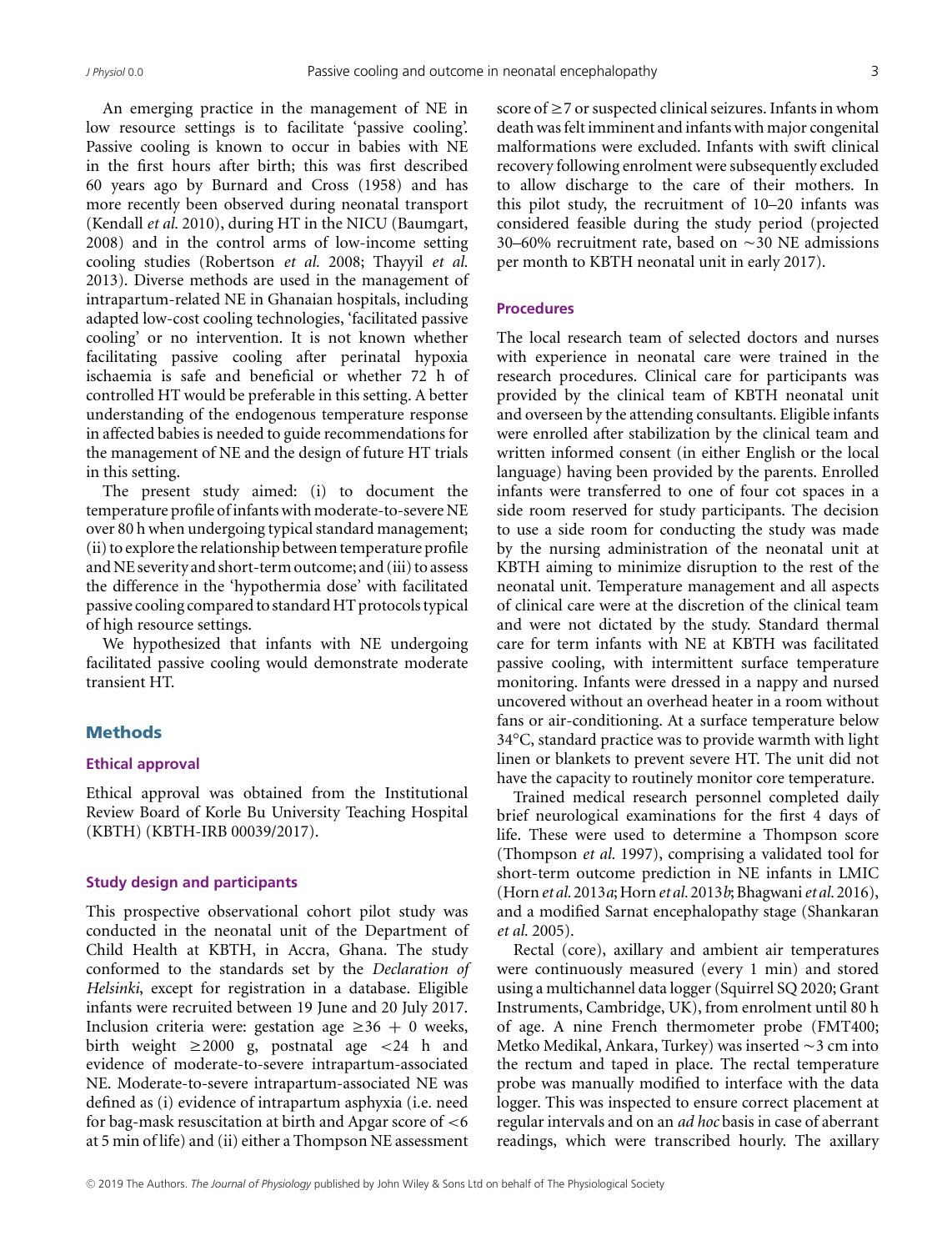An emerging practice in the management of NE in low resource settings is to facilitate 'passive cooling'. Passive cooling is known to occur in babies with NE in the first hours after birth; this was first described 60 years ago by Burnard and Cross (1958) and has more recently been observed during neonatal transport (Kendall *et al.* 2010), during HT in the NICU (Baumgart, 2008) and in the control arms of low-income setting cooling studies (Robertson *et al.* 2008; Thayyil *et al.* 2013). Diverse methods are used in the management of intrapartum-related NE in Ghanaian hospitals, including adapted low-cost cooling technologies, 'facilitated passive cooling' or no intervention. It is not known whether facilitating passive cooling after perinatal hypoxia ischaemia is safe and beneficial or whether 72 h of controlled HT would be preferable in this setting. A better understanding of the endogenous temperature response in affected babies is needed to guide recommendations for the management of NE and the design of future HT trials in this setting.

The present study aimed: (i) to document the temperature profile of infants with moderate-to-severe NE over 80 h when undergoing typical standard management; (ii) to explore the relationship between temperature profile and NE severity and short-term outcome; and (iii) to assess the difference in the 'hypothermia dose' with facilitated passive cooling compared to standard HT protocols typical of high resource settings.

We hypothesized that infants with NE undergoing facilitated passive cooling would demonstrate moderate transient HT.

## Methods

### Ethical approval

Ethical approval was obtained from the Institutional Review Board of Korle Bu University Teaching Hospital (KBTH) (KBTH-IRB 00039/2017).

### Study design and participants

This prospective observational cohort pilot study was conducted in the neonatal unit of the Department of Child Health at KBTH, in Accra, Ghana. The study conformed to the standards set by the *Declaration of Helsinki*, except for registration in a database. Eligible infants were recruited between 19 June and 20 July 2017. Inclusion criteria were: gestation age $\geq 36 + 0$ weeks, birth weight $\geq 2000$ g, postnatal age $<24$ h and evidence of moderate-to-severe intrapartum-associated NE. Moderate-to-severe intrapartum-associated NE was defined as (i) evidence of intrapartum asphyxia (i.e. need for bag-mask resuscitation at birth and Apgar score of $<6$ at 5 min of life) and (ii) either a Thompson NE assessment score of $\geq 7$ or suspected clinical seizures. Infants in whom death was felt imminent and infants with major congenital malformations were excluded. Infants with swift clinical recovery following enrolment were subsequently excluded to allow discharge to the care of their mothers. In this pilot study, the recruitment of 10–20 infants was considered feasible during the study period (projected 30–60% recruitment rate, based on ~30 NE admissions per month to KBTH neonatal unit in early 2017).

### Procedures

The local research team of selected doctors and nurses with experience in neonatal care were trained in the research procedures. Clinical care for participants was provided by the clinical team of KBTH neonatal unit and overseen by the attending consultants. Eligible infants were enrolled after stabilization by the clinical team and written informed consent (in either English or the local language) having been provided by the parents. Enrolled infants were transferred to one of four cot spaces in a side room reserved for study participants. The decision to use a side room for conducting the study was made by the nursing administration of the neonatal unit at KBTH aiming to minimize disruption to the rest of the neonatal unit. Temperature management and all aspects of clinical care were at the discretion of the clinical team and were not dictated by the study. Standard thermal care for term infants with NE at KBTH was facilitated passive cooling, with intermittent surface temperature monitoring. Infants were dressed in a nappy and nursed uncovered without an overhead heater in a room without fans or air-conditioning. At a surface temperature below 34°C, standard practice was to provide warmth with light linen or blankets to prevent severe HT. The unit did not have the capacity to routinely monitor core temperature.

Trained medical research personnel completed daily brief neurological examinations for the first 4 days of life. These were used to determine a Thompson score (Thompson *et al.* 1997), comprising a validated tool for short-term outcome prediction in NE infants in LMIC (Horn *et al.* 2013*a*; Horn *et al.* 2013*b*; Bhagwani *et al.* 2016), and a modified Sarnat encephalopathy stage (Shankaran *et al.* 2005).

Rectal (core), axillary and ambient air temperatures were continuously measured (every 1 min) and stored using a multichannel data logger (Squirrel SQ 2020; Grant Instruments, Cambridge, UK), from enrolment until 80 h of age. A nine French thermometer probe (FMT400; Metko Medikal, Ankara, Turkey) was inserted ~3 cm into the rectum and taped in place. The rectal temperature probe was manually modified to interface with the data logger. This was inspected to ensure correct placement at regular intervals and on an *ad hoc* basis in case of aberrant readings, which were transcribed hourly. The axillary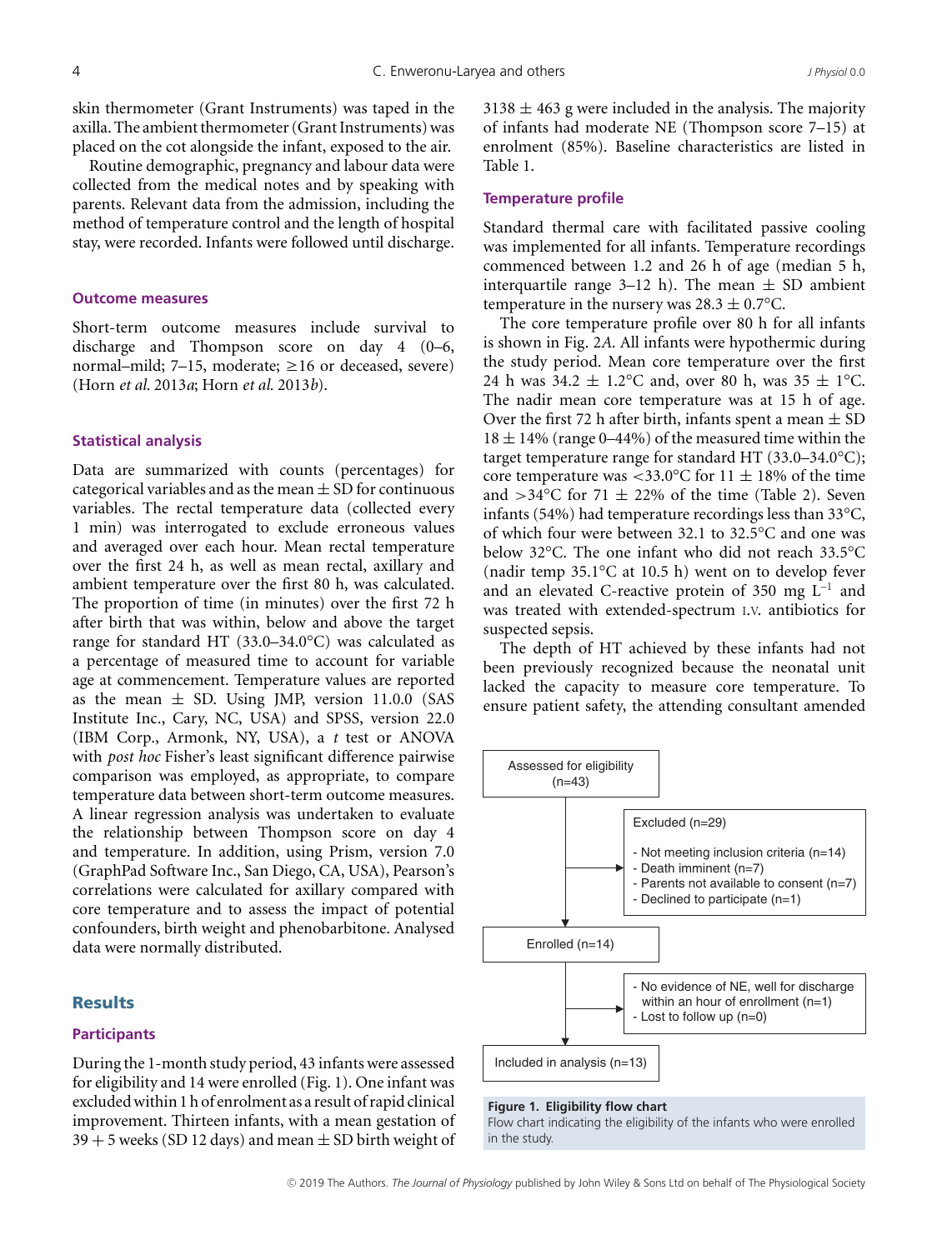skin thermometer (Grant Instruments) was taped in the axilla. The ambient thermometer (Grant Instruments) was placed on the cot alongside the infant, exposed to the air.

Routine demographic, pregnancy and labour data were collected from the medical notes and by speaking with parents. Relevant data from the admission, including the method of temperature control and the length of hospital stay, were recorded. Infants were followed until discharge.

### Outcome measures

Short-term outcome measures include survival to discharge and Thompson score on day 4 (0–6, normal–mild; 7–15, moderate; ≥16 or deceased, severe) (Horn *et al.* 2013*a*; Horn *et al.* 2013*b*).

### Statistical analysis

Data are summarized with counts (percentages) for categorical variables and as the mean ± SD for continuous variables. The rectal temperature data (collected every 1 min) was interrogated to exclude erroneous values and averaged over each hour. Mean rectal temperature over the first 24 h, as well as mean rectal, axillary and ambient temperature over the first 80 h, was calculated. The proportion of time (in minutes) over the first 72 h after birth that was within, below and above the target range for standard HT (33.0–34.0°C) was calculated as a percentage of measured time to account for variable age at commencement. Temperature values are reported as the mean ± SD. Using JMP, version 11.0.0 (SAS Institute Inc., Cary, NC, USA) and SPSS, version 22.0 (IBM Corp., Armonk, NY, USA), a *t* test or ANOVA with *post hoc* Fisher's least significant difference pairwise comparison was employed, as appropriate, to compare temperature data between short-term outcome measures. A linear regression analysis was undertaken to evaluate the relationship between Thompson score on day 4 and temperature. In addition, using Prism, version 7.0 (GraphPad Software Inc., San Diego, CA, USA), Pearson's correlations were calculated for axillary compared with core temperature and to assess the impact of potential confounders, birth weight and phenobarbitone. Analysed data were normally distributed.

## Results

### Participants

During the 1-month study period, 43 infants were assessed for eligibility and 14 were enrolled (Fig. 1). One infant was excluded within 1 h of enrolment as a result of rapid clinical improvement. Thirteen infants, with a mean gestation of 39 + 5 weeks (SD 12 days) and mean ± SD birth weight of 3138 ± 463 g were included in the analysis. The majority of infants had moderate NE (Thompson score 7–15) at enrolment (85%). Baseline characteristics are listed in Table 1.

### Temperature profile

Standard thermal care with facilitated passive cooling was implemented for all infants. Temperature recordings commenced between 1.2 and 26 h of age (median 5 h, interquartile range 3–12 h). The mean ± SD ambient temperature in the nursery was 28.3 ± 0.7°C.

The core temperature profile over 80 h for all infants is shown in Fig. 2*A*. All infants were hypothermic during the study period. Mean core temperature over the first 24 h was 34.2 ± 1.2°C and, over 80 h, was 35 ± 1°C. The nadir mean core temperature was at 15 h of age. Over the first 72 h after birth, infants spent a mean ± SD 18 ± 14% (range 0–44%) of the measured time within the target temperature range for standard HT (33.0–34.0°C); core temperature was <33.0°C for 11 ± 18% of the time and >34°C for 71 ± 22% of the time (Table 2). Seven infants (54%) had temperature recordings less than 33°C, of which four were between 32.1 to 32.5°C and one was below 32°C. The one infant who did not reach 33.5°C (nadir temp 35.1°C at 10.5 h) went on to develop fever and an elevated C-reactive protein of 350 mg $L^{-1}$ and was treated with extended-spectrum I.V. antibiotics for suspected sepsis.

The depth of HT achieved by these infants had not been previously recognized because the neonatal unit lacked the capacity to measure core temperature. To ensure patient safety, the attending consultant amended

Assessed for eligibility (n=43)
→ Excluded (n=29)
- Not meeting inclusion criteria (n=14)
- Death imminent (n=7)
- Parents not available to consent (n=7)
- Declined to participate (n=1)

Enrolled (n=14)
→ - No evidence of NE, well for discharge within an hour of enrollment (n=1)
- Lost to follow up (n=0)

Included in analysis (n=13)

**Figure 1. Eligibility flow chart**
Flow chart indicating the eligibility of the infants who were enrolled in the study.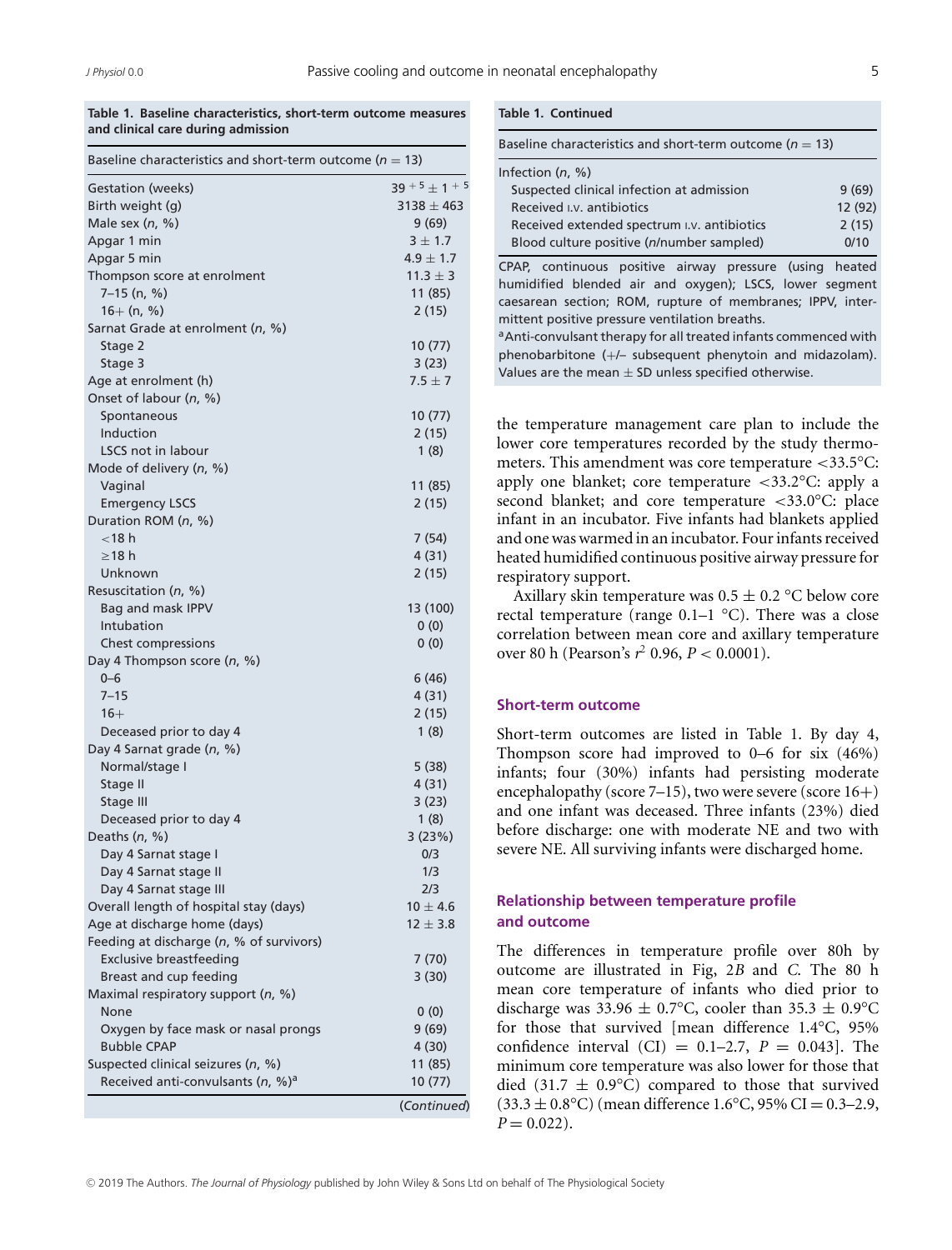**Table 1. Baseline characteristics, short-term outcome measures and clinical care during admission**

| Baseline characteristics and short-term outcome ($n = 13$) | |
|---|---|
| Gestation (weeks) | $39^{+5} \pm 1^{+5}$ |
| Birth weight (g) | 3138 ± 463 |
| Male sex (*n*, %) | 9 (69) |
| Apgar 1 min | 3 ± 1.7 |
| Apgar 5 min | 4.9 ± 1.7 |
| Thompson score at enrolment | 11.3 ± 3 |
| 7–15 (n, %) | 11 (85) |
| 16+ (n, %) | 2 (15) |
| Sarnat Grade at enrolment (*n*, %) | |
| Stage 2 | 10 (77) |
| Stage 3 | 3 (23) |
| Age at enrolment (h) | 7.5 ± 7 |
| Onset of labour (*n*, %) | |
| Spontaneous | 10 (77) |
| Induction | 2 (15) |
| LSCS not in labour | 1 (8) |
| Mode of delivery (*n*, %) | |
| Vaginal | 11 (85) |
| Emergency LSCS | 2 (15) |
| Duration ROM (*n*, %) | |
| <18 h | 7 (54) |
| ≥18 h | 4 (31) |
| Unknown | 2 (15) |
| Resuscitation (*n*, %) | |
| Bag and mask IPPV | 13 (100) |
| Intubation | 0 (0) |
| Chest compressions | 0 (0) |
| Day 4 Thompson score (*n*, %) | |
| 0–6 | 6 (46) |
| 7–15 | 4 (31) |
| 16+ | 2 (15) |
| Deceased prior to day 4 | 1 (8) |
| Day 4 Sarnat grade (*n*, %) | |
| Normal/stage I | 5 (38) |
| Stage II | 4 (31) |
| Stage III | 3 (23) |
| Deceased prior to day 4 | 1 (8) |
| Deaths (*n*, %) | 3 (23%) |
| Day 4 Sarnat stage I | 0/3 |
| Day 4 Sarnat stage II | 1/3 |
| Day 4 Sarnat stage III | 2/3 |
| Overall length of hospital stay (days) | 10 ± 4.6 |
| Age at discharge home (days) | 12 ± 3.8 |
| Feeding at discharge (*n*, % of survivors) | |
| Exclusive breastfeeding | 7 (70) |
| Breast and cup feeding | 3 (30) |
| Maximal respiratory support (*n*, %) | |
| None | 0 (0) |
| Oxygen by face mask or nasal prongs | 9 (69) |
| Bubble CPAP | 4 (30) |
| Suspected clinical seizures (*n*, %) | 11 (85) |
| Received anti-convulsants (*n*, %)[a] | 10 (77) |
| Infection (*n*, %) | |
| Suspected clinical infection at admission | 9 (69) |
| Received I.V. antibiotics | 12 (92) |
| Received extended spectrum I.V. antibiotics | 2 (15) |
| Blood culture positive (*n*/number sampled) | 0/10 |

CPAP, continuous positive airway pressure (using heated humidified blended air and oxygen); LSCS, lower segment caesarean section; ROM, rupture of membranes; IPPV, intermittent positive pressure ventilation breaths.
[a]Anti-convulsant therapy for all treated infants commenced with phenobarbitone (+/– subsequent phenytoin and midazolam). Values are the mean ± SD unless specified otherwise.

the temperature management care plan to include the lower core temperatures recorded by the study thermometers. This amendment was core temperature <33.5°C: apply one blanket; core temperature <33.2°C: apply a second blanket; and core temperature <33.0°C: place infant in an incubator. Five infants had blankets applied and one was warmed in an incubator. Four infants received heated humidified continuous positive airway pressure for respiratory support.

Axillary skin temperature was 0.5 ± 0.2 °C below core rectal temperature (range 0.1–1 °C). There was a close correlation between mean core and axillary temperature over 80 h (Pearson's $r^2$ 0.96, $P < 0.0001$).

### Short-term outcome

Short-term outcomes are listed in Table 1. By day 4, Thompson score had improved to 0–6 for six (46%) infants; four (30%) infants had persisting moderate encephalopathy (score 7–15), two were severe (score 16+) and one infant was deceased. Three infants (23%) died before discharge: one with moderate NE and two with severe NE. All surviving infants were discharged home.

### Relationship between temperature profile and outcome

The differences in temperature profile over 80h by outcome are illustrated in Fig, 2*B* and *C*. The 80 h mean core temperature of infants who died prior to discharge was 33.96 ± 0.7°C, cooler than 35.3 ± 0.9°C for those that survived [mean difference 1.4°C, 95% confidence interval (CI) = 0.1–2.7, $P = 0.043$]. The minimum core temperature was also lower for those that died (31.7 ± 0.9°C) compared to those that survived (33.3 ± 0.8°C) (mean difference 1.6°C, 95% CI = 0.3–2.9, $P = 0.022$).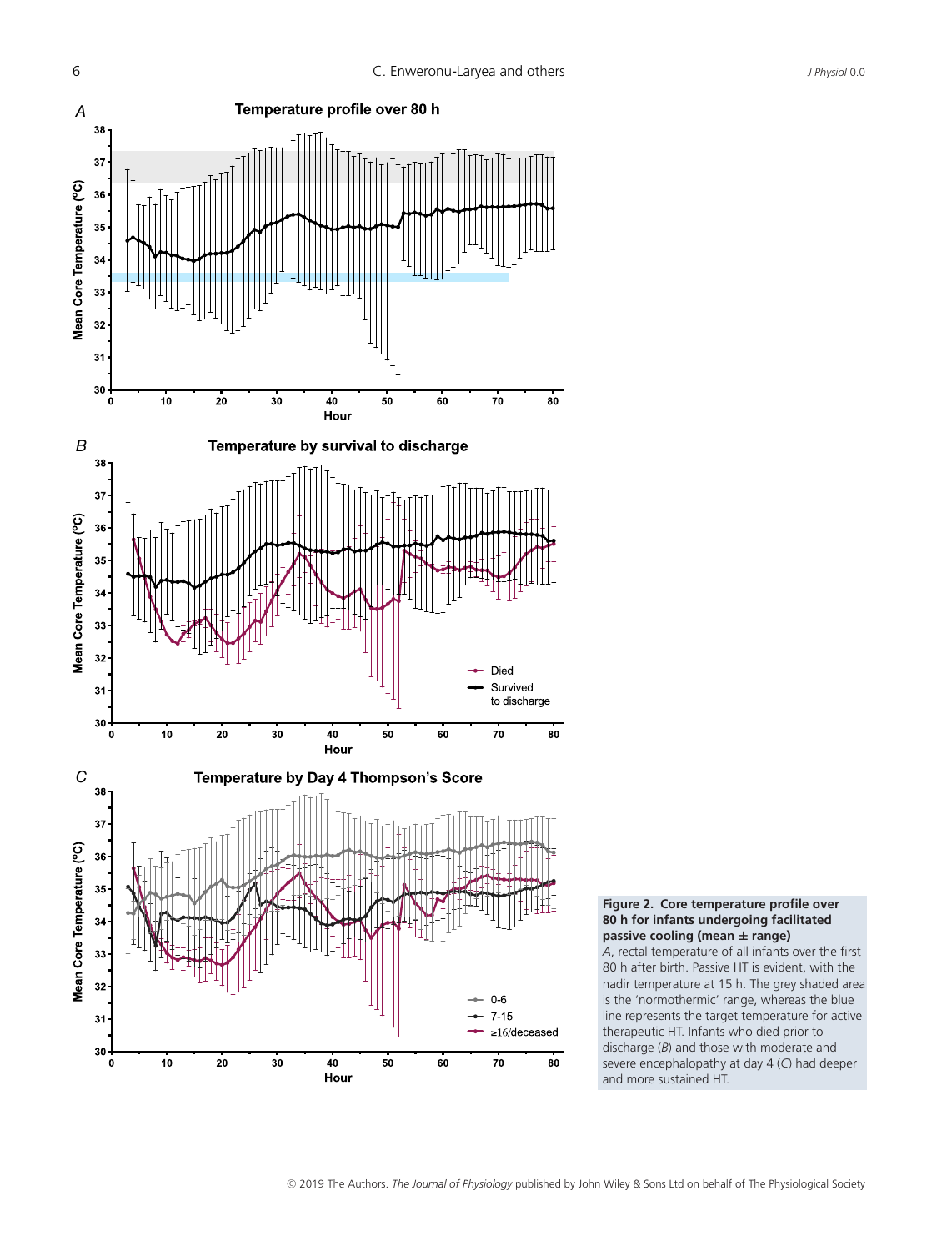**Figure 2. Core temperature profile over 80 h for infants undergoing facilitated passive cooling (mean ± range)**

*A*, rectal temperature of all infants over the first 80 h after birth. Passive HT is evident, with the nadir temperature at 15 h. The grey shaded area is the 'normothermic' range, whereas the blue line represents the target temperature for active therapeutic HT. Infants who died prior to discharge (*B*) and those with moderate and severe encephalopathy at day 4 (*C*) had deeper and more sustained HT.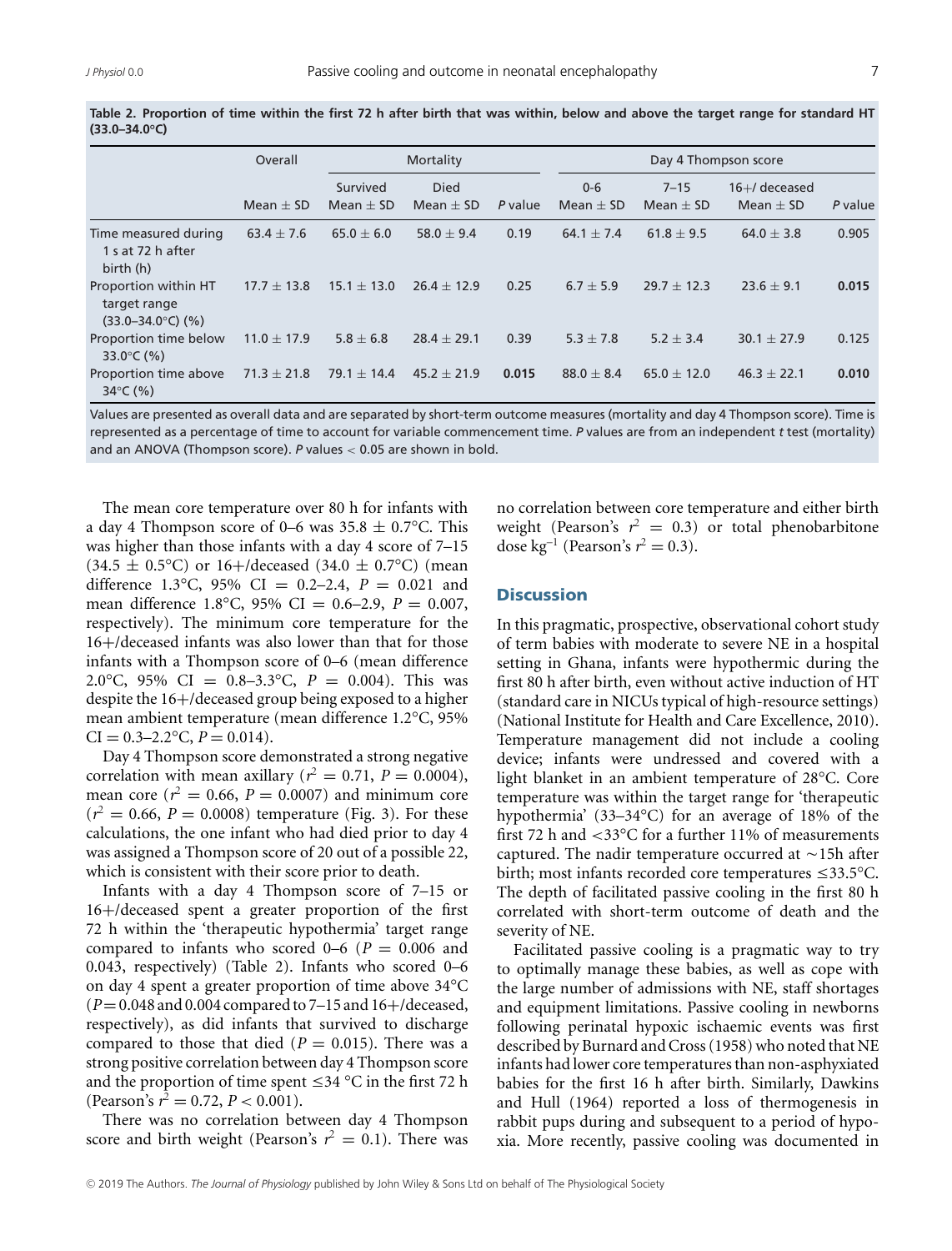**Table 2. Proportion of time within the first 72 h after birth that was within, below and above the target range for standard HT (33.0–34.0°C)**

| | Overall | Mortality | | | Day 4 Thompson score | | | |
|---|---|---|---|---|---|---|---|---|
| | Mean ± SD | Survived Mean ± SD | Died Mean ± SD | P value | 0-6 Mean ± SD | 7–15 Mean ± SD | 16+/ deceased Mean ± SD | P value |
| Time measured during 1 s at 72 h after birth (h) | 63.4 ± 7.6 | 65.0 ± 6.0 | 58.0 ± 9.4 | 0.19 | 64.1 ± 7.4 | 61.8 ± 9.5 | 64.0 ± 3.8 | 0.905 |
| Proportion within HT target range (33.0–34.0°C) (%) | 17.7 ± 13.8 | 15.1 ± 13.0 | 26.4 ± 12.9 | 0.25 | 6.7 ± 5.9 | 29.7 ± 12.3 | 23.6 ± 9.1 | **0.015** |
| Proportion time below 33.0°C (%) | 11.0 ± 17.9 | 5.8 ± 6.8 | 28.4 ± 29.1 | 0.39 | 5.3 ± 7.8 | 5.2 ± 3.4 | 30.1 ± 27.9 | 0.125 |
| Proportion time above 34°C (%) | 71.3 ± 21.8 | 79.1 ± 14.4 | 45.2 ± 21.9 | **0.015** | 88.0 ± 8.4 | 65.0 ± 12.0 | 46.3 ± 22.1 | **0.010** |

Values are presented as overall data and are separated by short-term outcome measures (mortality and day 4 Thompson score). Time is represented as a percentage of time to account for variable commencement time. *P* values are from an independent *t* test (mortality) and an ANOVA (Thompson score). *P* values < 0.05 are shown in bold.

The mean core temperature over 80 h for infants with a day 4 Thompson score of 0–6 was 35.8 ± 0.7°C. This was higher than those infants with a day 4 score of 7–15 (34.5 ± 0.5°C) or 16+/deceased (34.0 ± 0.7°C) (mean difference 1.3°C, 95% CI = 0.2–2.4, $P = 0.021$ and mean difference 1.8°C, 95% CI = 0.6–2.9, $P = 0.007$, respectively). The minimum core temperature for the 16+/deceased infants was also lower than that for those infants with a Thompson score of 0–6 (mean difference 2.0°C, 95% CI = 0.8–3.3°C, $P = 0.004$). This was despite the 16+/deceased group being exposed to a higher mean ambient temperature (mean difference 1.2°C, 95% CI = 0.3–2.2°C, $P = 0.014$).

Day 4 Thompson score demonstrated a strong negative correlation with mean axillary ($r^2 = 0.71$, $P = 0.0004$), mean core ($r^2 = 0.66$, $P = 0.0007$) and minimum core ($r^2 = 0.66$, $P = 0.0008$) temperature (Fig. 3). For these calculations, the one infant who had died prior to day 4 was assigned a Thompson score of 20 out of a possible 22, which is consistent with their score prior to death.

Infants with a day 4 Thompson score of 7–15 or 16+/deceased spent a greater proportion of the first 72 h within the 'therapeutic hypothermia' target range compared to infants who scored 0–6 ($P = 0.006$ and 0.043, respectively) (Table 2). Infants who scored 0–6 on day 4 spent a greater proportion of time above 34°C ($P = 0.048$ and 0.004 compared to 7–15 and 16+/deceased, respectively), as did infants that survived to discharge compared to those that died ($P = 0.015$). There was a strong positive correlation between day 4 Thompson score and the proportion of time spent ≤34 °C in the first 72 h (Pearson's $r^2 = 0.72$, $P < 0.001$).

There was no correlation between day 4 Thompson score and birth weight (Pearson's $r^2 = 0.1$). There was no correlation between core temperature and either birth weight (Pearson's $r^2 = 0.3$) or total phenobarbitone dose $kg^{-1}$ (Pearson's $r^2 = 0.3$).

## Discussion

In this pragmatic, prospective, observational cohort study of term babies with moderate to severe NE in a hospital setting in Ghana, infants were hypothermic during the first 80 h after birth, even without active induction of HT (standard care in NICUs typical of high-resource settings) (National Institute for Health and Care Excellence, 2010). Temperature management did not include a cooling device; infants were undressed and covered with a light blanket in an ambient temperature of 28°C. Core temperature was within the target range for 'therapeutic hypothermia' (33–34°C) for an average of 18% of the first 72 h and <33°C for a further 11% of measurements captured. The nadir temperature occurred at ∼15h after birth; most infants recorded core temperatures ≤33.5°C. The depth of facilitated passive cooling in the first 80 h correlated with short-term outcome of death and the severity of NE.

Facilitated passive cooling is a pragmatic way to try to optimally manage these babies, as well as cope with the large number of admissions with NE, staff shortages and equipment limitations. Passive cooling in newborns following perinatal hypoxic ischaemic events was first described by Burnard and Cross (1958) who noted that NE infants had lower core temperatures than non-asphyxiated babies for the first 16 h after birth. Similarly, Dawkins and Hull (1964) reported a loss of thermogenesis in rabbit pups during and subsequent to a period of hypoxia. More recently, passive cooling was documented in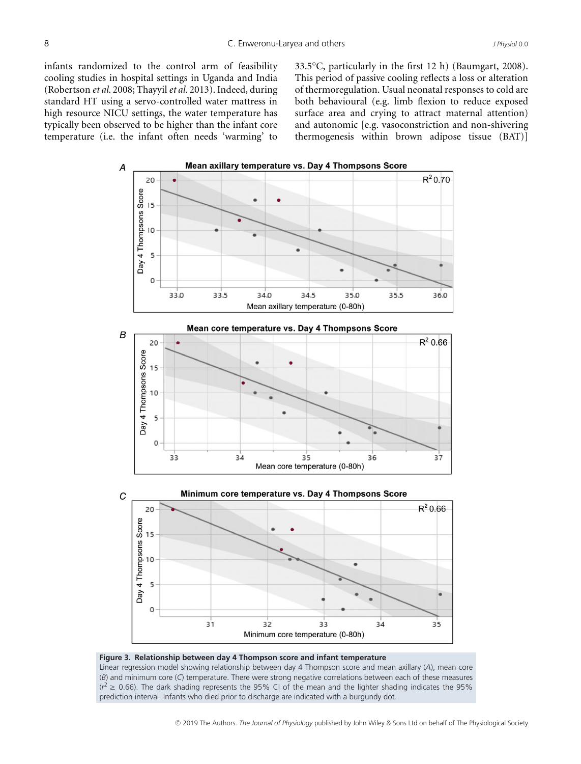infants randomized to the control arm of feasibility cooling studies in hospital settings in Uganda and India (Robertson *et al.* 2008; Thayyil *et al.* 2013). Indeed, during standard HT using a servo-controlled water mattress in high resource NICU settings, the water temperature has typically been observed to be higher than the infant core temperature (i.e. the infant often needs 'warming' to 33.5°C, particularly in the first 12 h) (Baumgart, 2008). This period of passive cooling reflects a loss or alteration of thermoregulation. Usual neonatal responses to cold are both behavioural (e.g. limb flexion to reduce exposed surface area and crying to attract maternal attention) and autonomic [e.g. vasoconstriction and non-shivering thermogenesis within brown adipose tissue (BAT)]

**Figure 3. Relationship between day 4 Thompson score and infant temperature**
Linear regression model showing relationship between day 4 Thompson score and mean axillary (*A*), mean core (*B*) and minimum core (*C*) temperature. There were strong negative correlations between each of these measures ($r^2 \geq 0.66$). The dark shading represents the 95% CI of the mean and the lighter shading indicates the 95% prediction interval. Infants who died prior to discharge are indicated with a burgundy dot.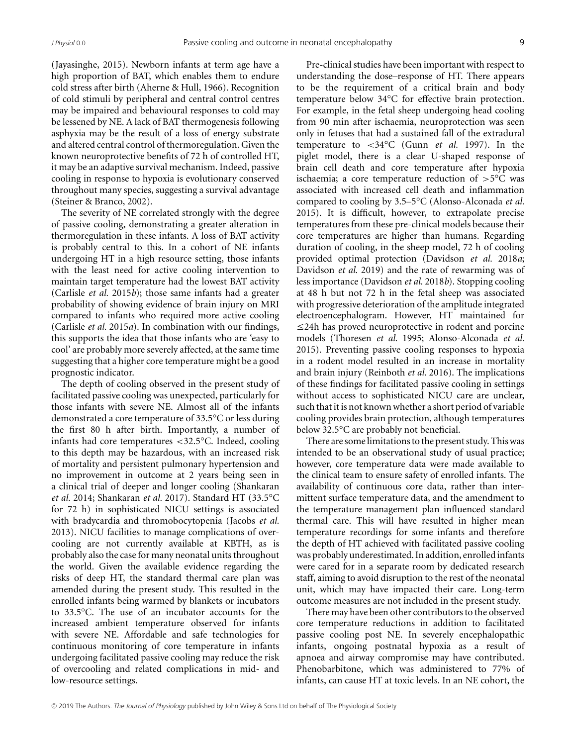(Jayasinghe, 2015). Newborn infants at term age have a high proportion of BAT, which enables them to endure cold stress after birth (Aherne & Hull, 1966). Recognition of cold stimuli by peripheral and central control centres may be impaired and behavioural responses to cold may be lessened by NE. A lack of BAT thermogenesis following asphyxia may be the result of a loss of energy substrate and altered central control of thermoregulation. Given the known neuroprotective benefits of 72 h of controlled HT, it may be an adaptive survival mechanism. Indeed, passive cooling in response to hypoxia is evolutionary conserved throughout many species, suggesting a survival advantage (Steiner & Branco, 2002).

The severity of NE correlated strongly with the degree of passive cooling, demonstrating a greater alteration in thermoregulation in these infants. A loss of BAT activity is probably central to this. In a cohort of NE infants undergoing HT in a high resource setting, those infants with the least need for active cooling intervention to maintain target temperature had the lowest BAT activity (Carlisle *et al.* 2015*b*); those same infants had a greater probability of showing evidence of brain injury on MRI compared to infants who required more active cooling (Carlisle *et al.* 2015*a*). In combination with our findings, this supports the idea that those infants who are 'easy to cool' are probably more severely affected, at the same time suggesting that a higher core temperature might be a good prognostic indicator.

The depth of cooling observed in the present study of facilitated passive cooling was unexpected, particularly for those infants with severe NE. Almost all of the infants demonstrated a core temperature of 33.5°C or less during the first 80 h after birth. Importantly, a number of infants had core temperatures <32.5°C. Indeed, cooling to this depth may be hazardous, with an increased risk of mortality and persistent pulmonary hypertension and no improvement in outcome at 2 years being seen in a clinical trial of deeper and longer cooling (Shankaran *et al.* 2014; Shankaran *et al.* 2017). Standard HT (33.5°C for 72 h) in sophisticated NICU settings is associated with bradycardia and thrombocytopenia (Jacobs *et al.* 2013). NICU facilities to manage complications of over-cooling are not currently available at KBTH, as is probably also the case for many neonatal units throughout the world. Given the available evidence regarding the risks of deep HT, the standard thermal care plan was amended during the present study. This resulted in the enrolled infants being warmed by blankets or incubators to 33.5°C. The use of an incubator accounts for the increased ambient temperature observed for infants with severe NE. Affordable and safe technologies for continuous monitoring of core temperature in infants undergoing facilitated passive cooling may reduce the risk of overcooling and related complications in mid- and low-resource settings.

Pre-clinical studies have been important with respect to understanding the dose–response of HT. There appears to be the requirement of a critical brain and body temperature below 34°C for effective brain protection. For example, in the fetal sheep undergoing head cooling from 90 min after ischaemia, neuroprotection was seen only in fetuses that had a sustained fall of the extradural temperature to <34°C (Gunn *et al.* 1997). In the piglet model, there is a clear U-shaped response of brain cell death and core temperature after hypoxia ischaemia; a core temperature reduction of >5°C was associated with increased cell death and inflammation compared to cooling by 3.5–5°C (Alonso-Alconada *et al.* 2015). It is difficult, however, to extrapolate precise temperatures from these pre-clinical models because their core temperatures are higher than humans. Regarding duration of cooling, in the sheep model, 72 h of cooling provided optimal protection (Davidson *et al.* 2018*a*; Davidson *et al.* 2019) and the rate of rewarming was of less importance (Davidson *et al.* 2018*b*). Stopping cooling at 48 h but not 72 h in the fetal sheep was associated with progressive deterioration of the amplitude integrated electroencephalogram. However, HT maintained for ≤24h has proved neuroprotective in rodent and porcine models (Thoresen *et al.* 1995; Alonso-Alconada *et al.* 2015). Preventing passive cooling responses to hypoxia in a rodent model resulted in an increase in mortality and brain injury (Reinboth *et al.* 2016). The implications of these findings for facilitated passive cooling in settings without access to sophisticated NICU care are unclear, such that it is not known whether a short period of variable cooling provides brain protection, although temperatures below 32.5°C are probably not beneficial.

There are some limitations to the present study. This was intended to be an observational study of usual practice; however, core temperature data were made available to the clinical team to ensure safety of enrolled infants. The availability of continuous core data, rather than intermittent surface temperature data, and the amendment to the temperature management plan influenced standard thermal care. This will have resulted in higher mean temperature recordings for some infants and therefore the depth of HT achieved with facilitated passive cooling was probably underestimated. In addition, enrolled infants were cared for in a separate room by dedicated research staff, aiming to avoid disruption to the rest of the neonatal unit, which may have impacted their care. Long-term outcome measures are not included in the present study.

There may have been other contributors to the observed core temperature reductions in addition to facilitated passive cooling post NE. In severely encephalopathic infants, ongoing postnatal hypoxia as a result of apnoea and airway compromise may have contributed. Phenobarbitone, which was administered to 77% of infants, can cause HT at toxic levels. In an NE cohort, the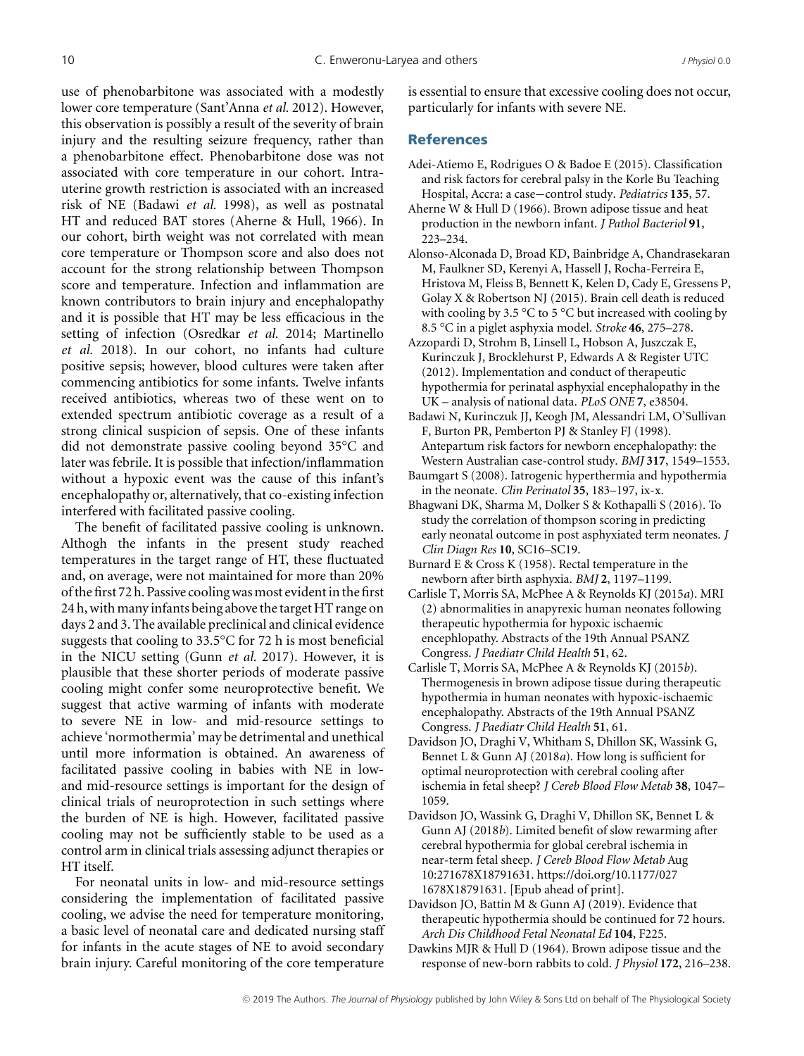use of phenobarbitone was associated with a modestly lower core temperature (Sant'Anna *et al.* 2012). However, this observation is possibly a result of the severity of brain injury and the resulting seizure frequency, rather than a phenobarbitone effect. Phenobarbitone dose was not associated with core temperature in our cohort. Intra-uterine growth restriction is associated with an increased risk of NE (Badawi *et al.* 1998), as well as postnatal HT and reduced BAT stores (Aherne & Hull, 1966). In our cohort, birth weight was not correlated with mean core temperature or Thompson score and also does not account for the strong relationship between Thompson score and temperature. Infection and inflammation are known contributors to brain injury and encephalopathy and it is possible that HT may be less efficacious in the setting of infection (Osredkar *et al.* 2014; Martinello *et al.* 2018). In our cohort, no infants had culture positive sepsis; however, blood cultures were taken after commencing antibiotics for some infants. Twelve infants received antibiotics, whereas two of these went on to extended spectrum antibiotic coverage as a result of a strong clinical suspicion of sepsis. One of these infants did not demonstrate passive cooling beyond 35°C and later was febrile. It is possible that infection/inflammation without a hypoxic event was the cause of this infant's encephalopathy or, alternatively, that co-existing infection interfered with facilitated passive cooling.

The benefit of facilitated passive cooling is unknown. Althogh the infants in the present study reached temperatures in the target range of HT, these fluctuated and, on average, were not maintained for more than 20% of the first 72 h. Passive cooling was most evident in the first 24 h, with many infants being above the target HT range on days 2 and 3. The available preclinical and clinical evidence suggests that cooling to 33.5°C for 72 h is most beneficial in the NICU setting (Gunn *et al.* 2017). However, it is plausible that these shorter periods of moderate passive cooling might confer some neuroprotective benefit. We suggest that active warming of infants with moderate to severe NE in low- and mid-resource settings to achieve 'normothermia' may be detrimental and unethical until more information is obtained. An awareness of facilitated passive cooling in babies with NE in low- and mid-resource settings is important for the design of clinical trials of neuroprotection in such settings where the burden of NE is high. However, facilitated passive cooling may not be sufficiently stable to be used as a control arm in clinical trials assessing adjunct therapies or HT itself.

For neonatal units in low- and mid-resource settings considering the implementation of facilitated passive cooling, we advise the need for temperature monitoring, a basic level of neonatal care and dedicated nursing staff for infants in the acute stages of NE to avoid secondary brain injury. Careful monitoring of the core temperature is essential to ensure that excessive cooling does not occur, particularly for infants with severe NE.

## References

Adei-Atiemo E, Rodrigues O & Badoe E (2015). Classification and risk factors for cerebral palsy in the Korle Bu Teaching Hospital, Accra: a case−control study. *Pediatrics* **135**, 57.

Aherne W & Hull D (1966). Brown adipose tissue and heat production in the newborn infant. *J Pathol Bacteriol* **91**, 223–234.

Alonso-Alconada D, Broad KD, Bainbridge A, Chandrasekaran M, Faulkner SD, Kerenyi A, Hassell J, Rocha-Ferreira E, Hristova M, Fleiss B, Bennett K, Kelen D, Cady E, Gressens P, Golay X & Robertson NJ (2015). Brain cell death is reduced with cooling by 3.5 °C to 5 °C but increased with cooling by 8.5 °C in a piglet asphyxia model. *Stroke* **46**, 275–278.

Azzopardi D, Strohm B, Linsell L, Hobson A, Juszczak E, Kurinczuk J, Brocklehurst P, Edwards A & Register UTC (2012). Implementation and conduct of therapeutic hypothermia for perinatal asphyxial encephalopathy in the UK – analysis of national data. *PLoS ONE* **7**, e38504.

Badawi N, Kurinczuk JJ, Keogh JM, Alessandri LM, O'Sullivan F, Burton PR, Pemberton PJ & Stanley FJ (1998). Antepartum risk factors for newborn encephalopathy: the Western Australian case-control study. *BMJ* **317**, 1549–1553.

Baumgart S (2008). Iatrogenic hyperthermia and hypothermia in the neonate. *Clin Perinatol* **35**, 183–197, ix-x.

Bhagwani DK, Sharma M, Dolker S & Kothapalli S (2016). To study the correlation of thompson scoring in predicting early neonatal outcome in post asphyxiated term neonates. *J Clin Diagn Res* **10**, SC16–SC19.

Burnard E & Cross K (1958). Rectal temperature in the newborn after birth asphyxia. *BMJ* **2**, 1197–1199.

Carlisle T, Morris SA, McPhee A & Reynolds KJ (2015*a*). MRI (2) abnormalities in anapyrexic human neonates following therapeutic hypothermia for hypoxic ischaemic encephlopathy. Abstracts of the 19th Annual PSANZ Congress. *J Paediatr Child Health* **51**, 62.

Carlisle T, Morris SA, McPhee A & Reynolds KJ (2015*b*). Thermogenesis in brown adipose tissue during therapeutic hypothermia in human neonates with hypoxic-ischaemic encephalopathy. Abstracts of the 19th Annual PSANZ Congress. *J Paediatr Child Health* **51**, 61.

Davidson JO, Draghi V, Whitham S, Dhillon SK, Wassink G, Bennet L & Gunn AJ (2018*a*). How long is sufficient for optimal neuroprotection with cerebral cooling after ischemia in fetal sheep? *J Cereb Blood Flow Metab* **38**, 1047–1059.

Davidson JO, Wassink G, Draghi V, Dhillon SK, Bennet L & Gunn AJ (2018*b*). Limited benefit of slow rewarming after cerebral hypothermia for global cerebral ischemia in near-term fetal sheep. *J Cereb Blood Flow Metab* Aug 10:271678X18791631. https://doi.org/10.1177/0271678X18791631. [Epub ahead of print].

Davidson JO, Battin M & Gunn AJ (2019). Evidence that therapeutic hypothermia should be continued for 72 hours. *Arch Dis Childhood Fetal Neonatal Ed* **104**, F225.

Dawkins MJR & Hull D (1964). Brown adipose tissue and the response of new-born rabbits to cold. *J Physiol* **172**, 216–238.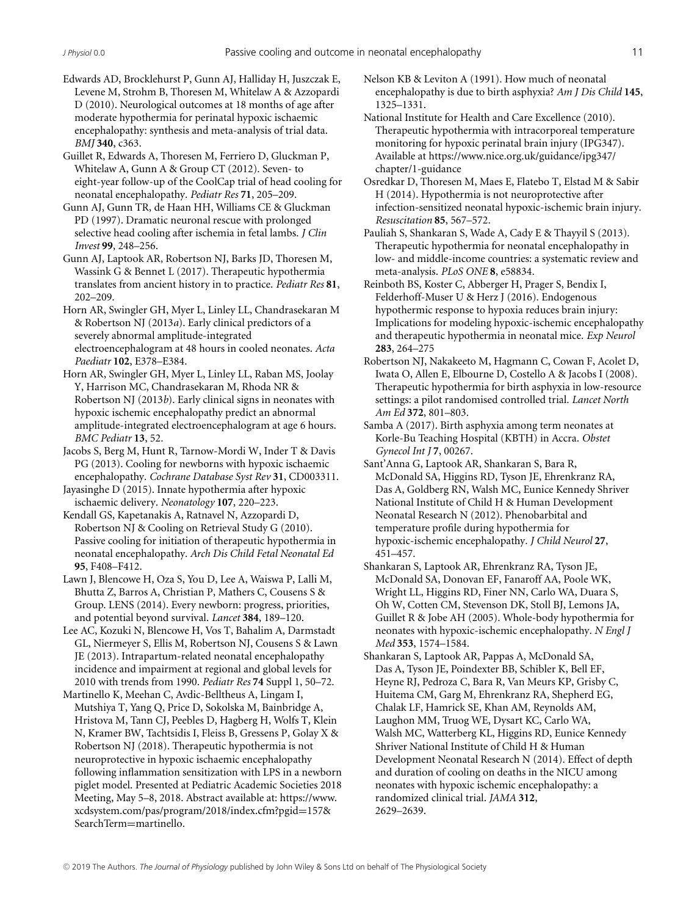Edwards AD, Brocklehurst P, Gunn AJ, Halliday H, Juszczak E, Levene M, Strohm B, Thoresen M, Whitelaw A & Azzopardi D (2010). Neurological outcomes at 18 months of age after moderate hypothermia for perinatal hypoxic ischaemic encephalopathy: synthesis and meta-analysis of trial data. *BMJ* **340**, c363.

Guillet R, Edwards A, Thoresen M, Ferriero D, Gluckman P, Whitelaw A, Gunn A & Group CT (2012). Seven- to eight-year follow-up of the CoolCap trial of head cooling for neonatal encephalopathy. *Pediatr Res* **71**, 205–209.

Gunn AJ, Gunn TR, de Haan HH, Williams CE & Gluckman PD (1997). Dramatic neuronal rescue with prolonged selective head cooling after ischemia in fetal lambs. *J Clin Invest* **99**, 248–256.

Gunn AJ, Laptook AR, Robertson NJ, Barks JD, Thoresen M, Wassink G & Bennet L (2017). Therapeutic hypothermia translates from ancient history in to practice. *Pediatr Res* **81**, 202–209.

Horn AR, Swingler GH, Myer L, Linley LL, Chandrasekaran M & Robertson NJ (2013*a*). Early clinical predictors of a severely abnormal amplitude-integrated electroencephalogram at 48 hours in cooled neonates. *Acta Paediatr* **102**, E378–E384.

Horn AR, Swingler GH, Myer L, Linley LL, Raban MS, Joolay Y, Harrison MC, Chandrasekaran M, Rhoda NR & Robertson NJ (2013*b*). Early clinical signs in neonates with hypoxic ischemic encephalopathy predict an abnormal amplitude-integrated electroencephalogram at age 6 hours. *BMC Pediatr* **13**, 52.

Jacobs S, Berg M, Hunt R, Tarnow-Mordi W, Inder T & Davis PG (2013). Cooling for newborns with hypoxic ischaemic encephalopathy. *Cochrane Database Syst Rev* **31**, CD003311.

Jayasinghe D (2015). Innate hypothermia after hypoxic ischaemic delivery. *Neonatology* **107**, 220–223.

Kendall GS, Kapetanakis A, Ratnavel N, Azzopardi D, Robertson NJ & Cooling on Retrieval Study G (2010). Passive cooling for initiation of therapeutic hypothermia in neonatal encephalopathy. *Arch Dis Child Fetal Neonatal Ed* **95**, F408–F412.

Lawn J, Blencowe H, Oza S, You D, Lee A, Waiswa P, Lalli M, Bhutta Z, Barros A, Christian P, Mathers C, Cousens S & Group. LENS (2014). Every newborn: progress, priorities, and potential beyond survival. *Lancet* **384**, 189–120.

Lee AC, Kozuki N, Blencowe H, Vos T, Bahalim A, Darmstadt GL, Niermeyer S, Ellis M, Robertson NJ, Cousens S & Lawn JE (2013). Intrapartum-related neonatal encephalopathy incidence and impairment at regional and global levels for 2010 with trends from 1990. *Pediatr Res* **74** Suppl 1, 50–72.

Martinello K, Meehan C, Avdic-Belltheus A, Lingam I, Mutshiya T, Yang Q, Price D, Sokolska M, Bainbridge A, Hristova M, Tann CJ, Peebles D, Hagberg H, Wolfs T, Klein N, Kramer BW, Tachtsidis I, Fleiss B, Gressens P, Golay X & Robertson NJ (2018). Therapeutic hypothermia is not neuroprotective in hypoxic ischaemic encephalopathy following inflammation sensitization with LPS in a newborn piglet model. Presented at Pediatric Academic Societies 2018 Meeting, May 5–8, 2018. Abstract available at: https://www.xcdsystem.com/pas/program/2018/index.cfm?pgid=157&SearchTerm=martinello.

Nelson KB & Leviton A (1991). How much of neonatal encephalopathy is due to birth asphyxia? *Am J Dis Child* **145**, 1325–1331.

National Institute for Health and Care Excellence (2010). Therapeutic hypothermia with intracorporeal temperature monitoring for hypoxic perinatal brain injury (IPG347). Available at https://www.nice.org.uk/guidance/ipg347/chapter/1-guidance

Osredkar D, Thoresen M, Maes E, Flatebo T, Elstad M & Sabir H (2014). Hypothermia is not neuroprotective after infection-sensitized neonatal hypoxic-ischemic brain injury. *Resuscitation* **85**, 567–572.

Pauliah S, Shankaran S, Wade A, Cady E & Thayyil S (2013). Therapeutic hypothermia for neonatal encephalopathy in low- and middle-income countries: a systematic review and meta-analysis. *PLoS ONE* **8**, e58834.

Reinboth BS, Koster C, Abberger H, Prager S, Bendix I, Felderhoff-Muser U & Herz J (2016). Endogenous hypothermic response to hypoxia reduces brain injury: Implications for modeling hypoxic-ischemic encephalopathy and therapeutic hypothermia in neonatal mice. *Exp Neurol* **283**, 264–275

Robertson NJ, Nakakeeto M, Hagmann C, Cowan F, Acolet D, Iwata O, Allen E, Elbourne D, Costello A & Jacobs I (2008). Therapeutic hypothermia for birth asphyxia in low-resource settings: a pilot randomised controlled trial. *Lancet North Am Ed* **372**, 801–803.

Samba A (2017). Birth asphyxia among term neonates at Korle-Bu Teaching Hospital (KBTH) in Accra. *Obstet Gynecol Int J* **7**, 00267.

Sant'Anna G, Laptook AR, Shankaran S, Bara R, McDonald SA, Higgins RD, Tyson JE, Ehrenkranz RA, Das A, Goldberg RN, Walsh MC, Eunice Kennedy Shriver National Institute of Child H & Human Development Neonatal Research N (2012). Phenobarbital and temperature profile during hypothermia for hypoxic-ischemic encephalopathy. *J Child Neurol* **27**, 451–457.

Shankaran S, Laptook AR, Ehrenkranz RA, Tyson JE, McDonald SA, Donovan EF, Fanaroff AA, Poole WK, Wright LL, Higgins RD, Finer NN, Carlo WA, Duara S, Oh W, Cotten CM, Stevenson DK, Stoll BJ, Lemons JA, Guillet R & Jobe AH (2005). Whole-body hypothermia for neonates with hypoxic-ischemic encephalopathy. *N Engl J Med* **353**, 1574–1584.

Shankaran S, Laptook AR, Pappas A, McDonald SA, Das A, Tyson JE, Poindexter BB, Schibler K, Bell EF, Heyne RJ, Pedroza C, Bara R, Van Meurs KP, Grisby C, Huitema CM, Garg M, Ehrenkranz RA, Shepherd EG, Chalak LF, Hamrick SE, Khan AM, Reynolds AM, Laughon MM, Truog WE, Dysart KC, Carlo WA, Walsh MC, Watterberg KL, Higgins RD, Eunice Kennedy Shriver National Institute of Child H & Human Development Neonatal Research N (2014). Effect of depth and duration of cooling on deaths in the NICU among neonates with hypoxic ischemic encephalopathy: a randomized clinical trial. *JAMA* **312**, 2629–2639.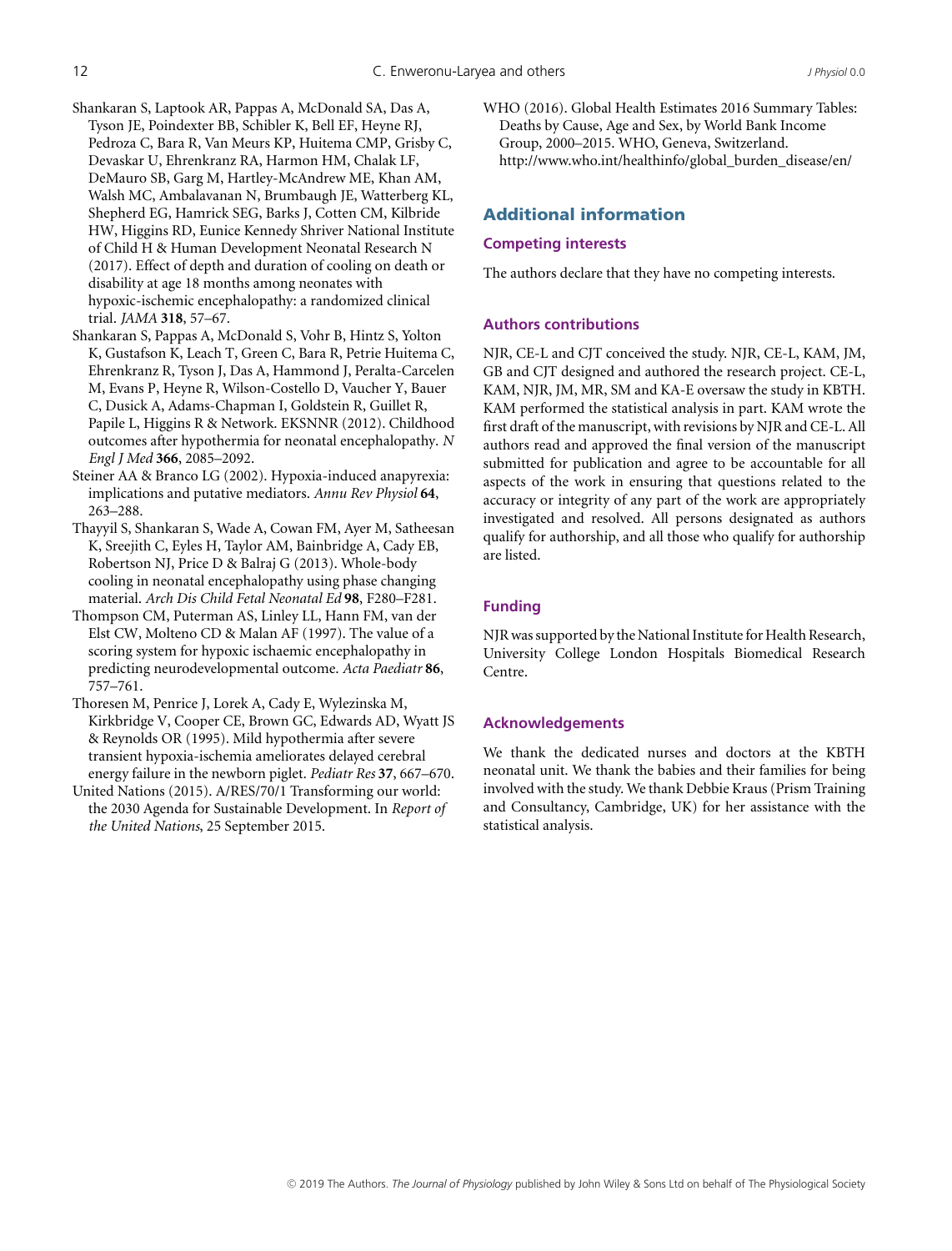Shankaran S, Laptook AR, Pappas A, McDonald SA, Das A, Tyson JE, Poindexter BB, Schibler K, Bell EF, Heyne RJ, Pedroza C, Bara R, Van Meurs KP, Huitema CMP, Grisby C, Devaskar U, Ehrenkranz RA, Harmon HM, Chalak LF, DeMauro SB, Garg M, Hartley-McAndrew ME, Khan AM, Walsh MC, Ambalavanan N, Brumbaugh JE, Watterberg KL, Shepherd EG, Hamrick SEG, Barks J, Cotten CM, Kilbride HW, Higgins RD, Eunice Kennedy Shriver National Institute of Child H & Human Development Neonatal Research N (2017). Effect of depth and duration of cooling on death or disability at age 18 months among neonates with hypoxic-ischemic encephalopathy: a randomized clinical trial. *JAMA* **318**, 57–67.

Shankaran S, Pappas A, McDonald S, Vohr B, Hintz S, Yolton K, Gustafson K, Leach T, Green C, Bara R, Petrie Huitema C, Ehrenkranz R, Tyson J, Das A, Hammond J, Peralta-Carcelen M, Evans P, Heyne R, Wilson-Costello D, Vaucher Y, Bauer C, Dusick A, Adams-Chapman I, Goldstein R, Guillet R, Papile L, Higgins R & Network. EKSNNR (2012). Childhood outcomes after hypothermia for neonatal encephalopathy. *N Engl J Med* **366**, 2085–2092.

Steiner AA & Branco LG (2002). Hypoxia-induced anapyrexia: implications and putative mediators. *Annu Rev Physiol* **64**, 263–288.

Thayyil S, Shankaran S, Wade A, Cowan FM, Ayer M, Satheesan K, Sreejith C, Eyles H, Taylor AM, Bainbridge A, Cady EB, Robertson NJ, Price D & Balraj G (2013). Whole-body cooling in neonatal encephalopathy using phase changing material. *Arch Dis Child Fetal Neonatal Ed* **98**, F280–F281.

Thompson CM, Puterman AS, Linley LL, Hann FM, van der Elst CW, Molteno CD & Malan AF (1997). The value of a scoring system for hypoxic ischaemic encephalopathy in predicting neurodevelopmental outcome. *Acta Paediatr* **86**, 757–761.

Thoresen M, Penrice J, Lorek A, Cady E, Wylezinska M, Kirkbridge V, Cooper CE, Brown GC, Edwards AD, Wyatt JS & Reynolds OR (1995). Mild hypothermia after severe transient hypoxia-ischemia ameliorates delayed cerebral energy failure in the newborn piglet. *Pediatr Res* **37**, 667–670.

United Nations (2015). A/RES/70/1 Transforming our world: the 2030 Agenda for Sustainable Development. In *Report of the United Nations*, 25 September 2015.

WHO (2016). Global Health Estimates 2016 Summary Tables: Deaths by Cause, Age and Sex, by World Bank Income Group, 2000–2015. WHO, Geneva, Switzerland. http://www.who.int/healthinfo/global_burden_disease/en/

## Additional information

### Competing interests

The authors declare that they have no competing interests.

### Authors contributions

NJR, CE-L and CJT conceived the study. NJR, CE-L, KAM, JM, GB and CJT designed and authored the research project. CE-L, KAM, NJR, JM, MR, SM and KA-E oversaw the study in KBTH. KAM performed the statistical analysis in part. KAM wrote the first draft of the manuscript, with revisions by NJR and CE-L. All authors read and approved the final version of the manuscript submitted for publication and agree to be accountable for all aspects of the work in ensuring that questions related to the accuracy or integrity of any part of the work are appropriately investigated and resolved. All persons designated as authors qualify for authorship, and all those who qualify for authorship are listed.

### Funding

NJR was supported by the National Institute for Health Research, University College London Hospitals Biomedical Research Centre.

### Acknowledgements

We thank the dedicated nurses and doctors at the KBTH neonatal unit. We thank the babies and their families for being involved with the study. We thank Debbie Kraus (Prism Training and Consultancy, Cambridge, UK) for her assistance with the statistical analysis.